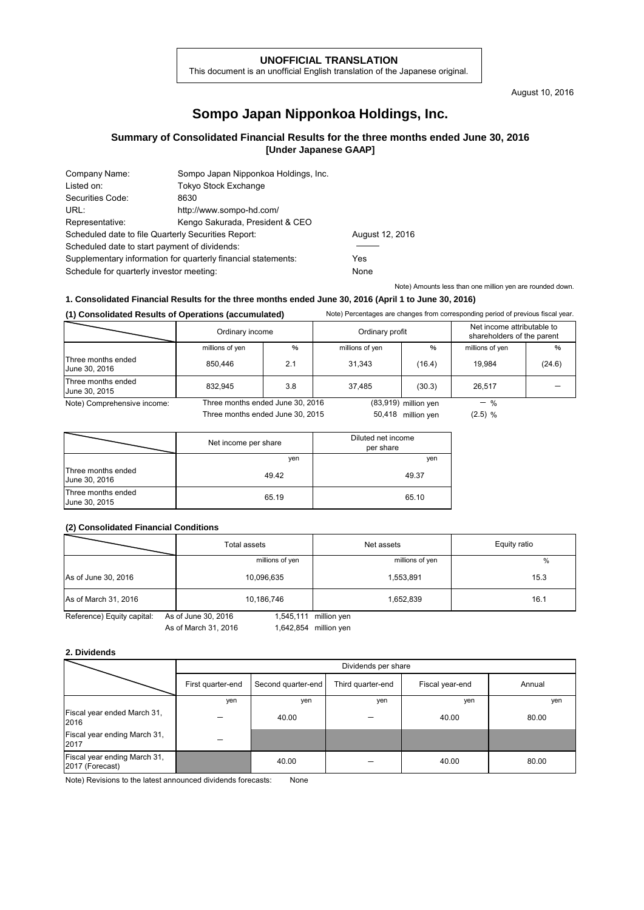**UNOFFICIAL TRANSLATION**
This document is an unofficial English translation of the Japanese original.

August 10, 2016

# Sompo Japan Nipponkoa Holdings, Inc.

## Summary of Consolidated Financial Results for the three months ended June 30, 2016 [Under Japanese GAAP]

| | | |
|---|---|---|
| Company Name: | Sompo Japan Nipponkoa Holdings, Inc. | |
| Listed on: | Tokyo Stock Exchange | |
| Securities Code: | 8630 | |
| URL: | http://www.sompo-hd.com/ | |
| Representative: | Kengo Sakurada, President & CEO | |
| Scheduled date to file Quarterly Securities Report: | | August 12, 2016 |
| Scheduled date to start payment of dividends: | | ――― |
| Supplementary information for quarterly financial statements: | | Yes |
| Schedule for quarterly investor meeting: | | None |

Note) Amounts less than one million yen are rounded down.

### 1. Consolidated Financial Results for the three months ended June 30, 2016 (April 1 to June 30, 2016)

**(1) Consolidated Results of Operations (accumulated)**

Note) Percentages are changes from corresponding period of previous fiscal year.

| | Ordinary income | | Ordinary profit | | Net income attributable to shareholders of the parent | |
|---|---|---|---|---|---|---|
| | millions of yen | % | millions of yen | % | millions of yen | % |
| Three months ended June 30, 2016 | 850,446 | 2.1 | 31,343 | (16.4) | 19,984 | (24.6) |
| Three months ended June 30, 2015 | 832,945 | 3.8 | 37,485 | (30.3) | 26,517 | － |

Note) Comprehensive income: Three months ended June 30, 2016 (83,919) million yen － %
Three months ended June 30, 2015 50,418 million yen (2.5) %

| | Net income per share | Diluted net income per share |
|---|---|---|
| | yen | yen |
| Three months ended June 30, 2016 | 49.42 | 49.37 |
| Three months ended June 30, 2015 | 65.19 | 65.10 |

**(2) Consolidated Financial Conditions**

| | Total assets | Net assets | Equity ratio |
|---|---|---|---|
| | millions of yen | millions of yen | % |
| As of June 30, 2016 | 10,096,635 | 1,553,891 | 15.3 |
| As of March 31, 2016 | 10,186,746 | 1,652,839 | 16.1 |

Reference) Equity capital: As of June 30, 2016 1,545,111 million yen
As of March 31, 2016 1,642,854 million yen

### 2. Dividends

| | Dividends per share | | | | |
|---|---|---|---|---|---|
| | First quarter-end | Second quarter-end | Third quarter-end | Fiscal year-end | Annual |
| | yen | yen | yen | yen | yen |
| Fiscal year ended March 31, 2016 | － | 40.00 | － | 40.00 | 80.00 |
| Fiscal year ending March 31, 2017 | － | | | | |
| Fiscal year ending March 31, 2017 (Forecast) | | 40.00 | － | 40.00 | 80.00 |

Note) Revisions to the latest announced dividends forecasts: None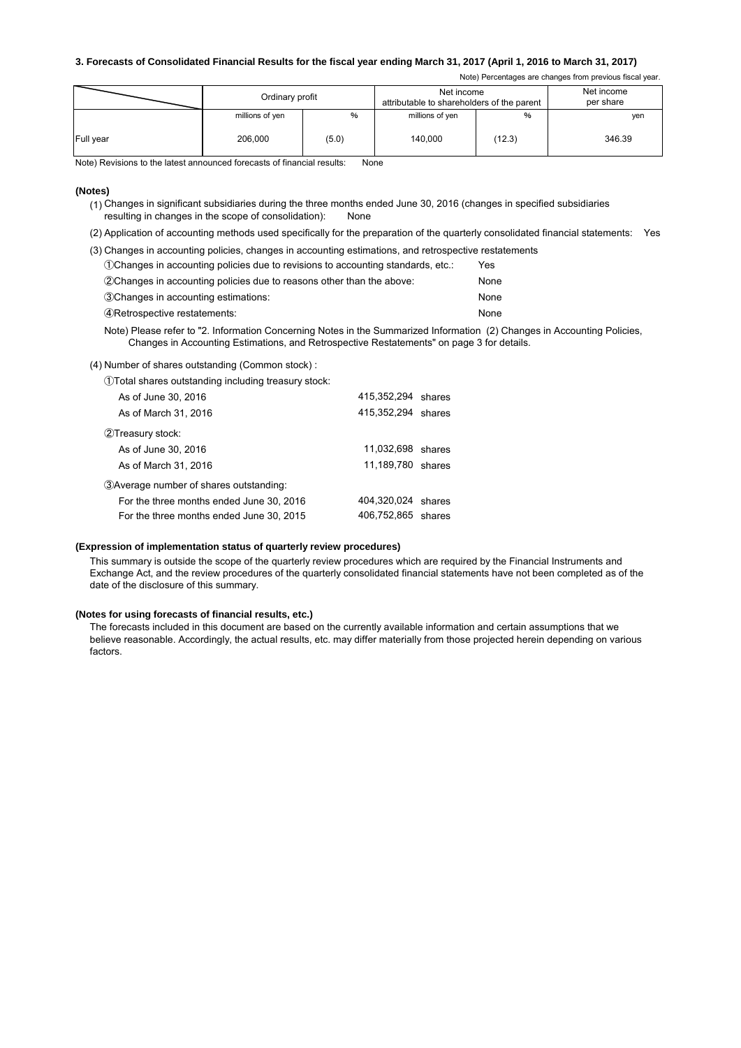### 3. Forecasts of Consolidated Financial Results for the fiscal year ending March 31, 2017 (April 1, 2016 to March 31, 2017)

Note) Percentages are changes from previous fiscal year.

| | Ordinary profit | | Net income attributable to shareholders of the parent | | Net income per share |
|---|---|---|---|---|---|
| | millions of yen | % | millions of yen | % | yen |
| Full year | 206,000 | (5.0) | 140,000 | (12.3) | 346.39 |

Note) Revisions to the latest announced forecasts of financial results: None

**(Notes)**

(1) Changes in significant subsidiaries during the three months ended June 30, 2016 (changes in specified subsidiaries resulting in changes in the scope of consolidation): None

(2) Application of accounting methods used specifically for the preparation of the quarterly consolidated financial statements: Yes

(3) Changes in accounting policies, changes in accounting estimations, and retrospective restatements

①Changes in accounting policies due to revisions to accounting standards, etc.: Yes

②Changes in accounting policies due to reasons other than the above: None

③Changes in accounting estimations: None

④Retrospective restatements: None

Note) Please refer to "2. Information Concerning Notes in the Summarized Information (2) Changes in Accounting Policies, Changes in Accounting Estimations, and Retrospective Restatements" on page 3 for details.

(4) Number of shares outstanding (Common stock) :

①Total shares outstanding including treasury stock:

| | |
|---|---|
| As of June 30, 2016 | 415,352,294 shares |
| As of March 31, 2016 | 415,352,294 shares |

②Treasury stock:

| | |
|---|---|
| As of June 30, 2016 | 11,032,698 shares |
| As of March 31, 2016 | 11,189,780 shares |

③Average number of shares outstanding:

| | |
|---|---|
| For the three months ended June 30, 2016 | 404,320,024 shares |
| For the three months ended June 30, 2015 | 406,752,865 shares |

**(Expression of implementation status of quarterly review procedures)**

This summary is outside the scope of the quarterly review procedures which are required by the Financial Instruments and Exchange Act, and the review procedures of the quarterly consolidated financial statements have not been completed as of the date of the disclosure of this summary.

**(Notes for using forecasts of financial results, etc.)**

The forecasts included in this document are based on the currently available information and certain assumptions that we believe reasonable. Accordingly, the actual results, etc. may differ materially from those projected herein depending on various factors.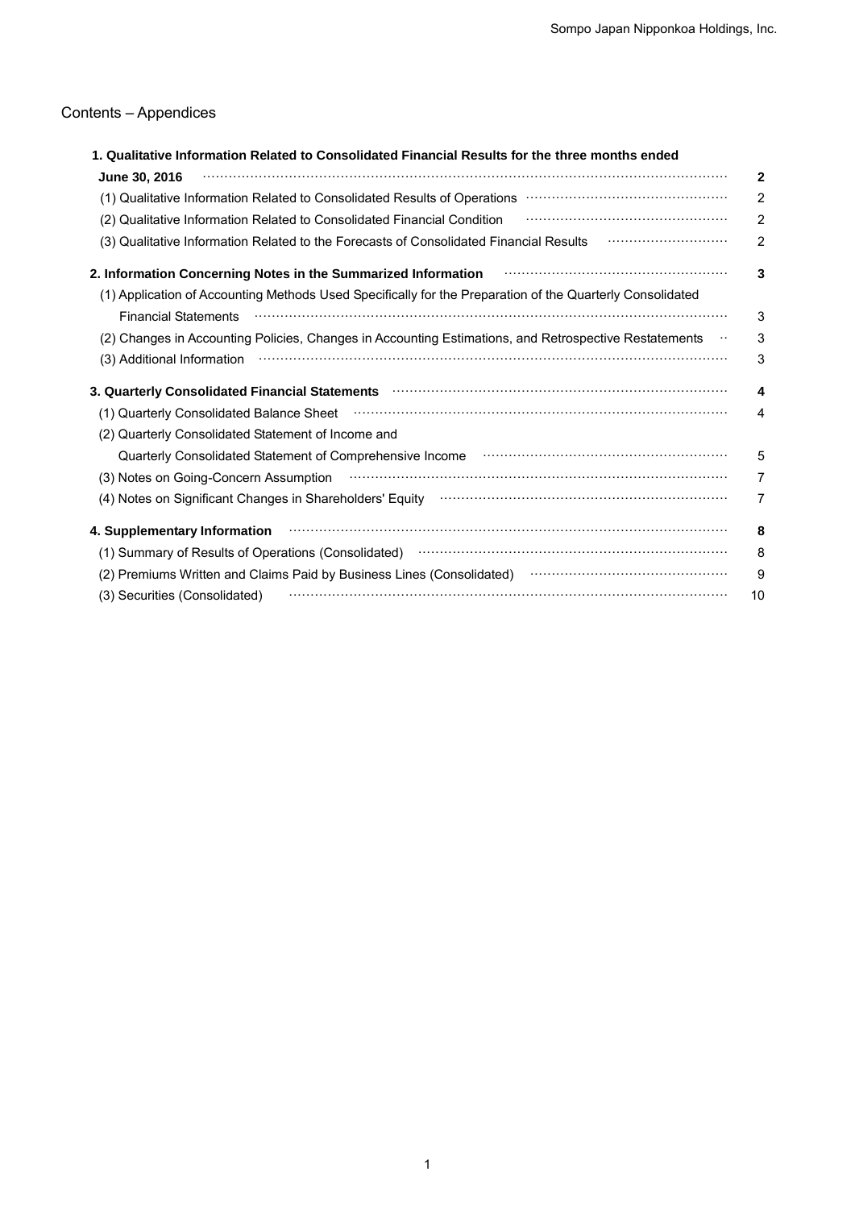# Contents – Appendices

| | |
|---|---|
| **1. Qualitative Information Related to Consolidated Financial Results for the three months ended June 30, 2016** | **2** |
| (1) Qualitative Information Related to Consolidated Results of Operations | 2 |
| (2) Qualitative Information Related to Consolidated Financial Condition | 2 |
| (3) Qualitative Information Related to the Forecasts of Consolidated Financial Results | 2 |
| **2. Information Concerning Notes in the Summarized Information** | **3** |
| (1) Application of Accounting Methods Used Specifically for the Preparation of the Quarterly Consolidated Financial Statements | 3 |
| (2) Changes in Accounting Policies, Changes in Accounting Estimations, and Retrospective Restatements | 3 |
| (3) Additional Information | 3 |
| **3. Quarterly Consolidated Financial Statements** | **4** |
| (1) Quarterly Consolidated Balance Sheet | 4 |
| (2) Quarterly Consolidated Statement of Income and Quarterly Consolidated Statement of Comprehensive Income | 5 |
| (3) Notes on Going-Concern Assumption | 7 |
| (4) Notes on Significant Changes in Shareholders' Equity | 7 |
| **4. Supplementary Information** | **8** |
| (1) Summary of Results of Operations (Consolidated) | 8 |
| (2) Premiums Written and Claims Paid by Business Lines (Consolidated) | 9 |
| (3) Securities (Consolidated) | 10 |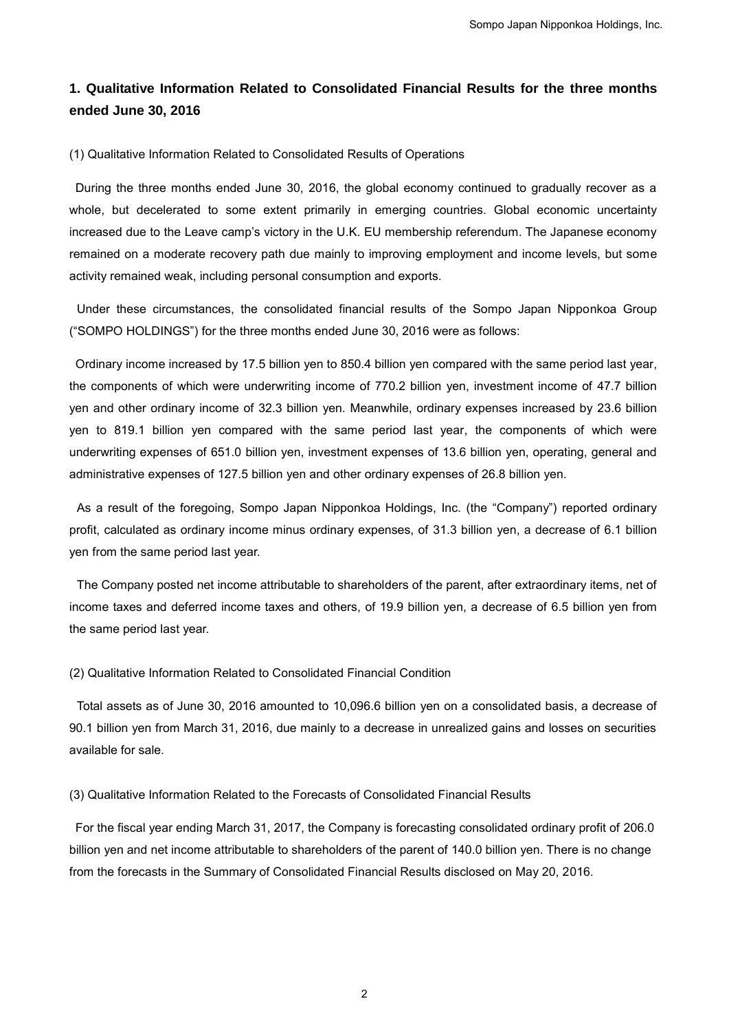## 1. Qualitative Information Related to Consolidated Financial Results for the three months ended June 30, 2016

(1) Qualitative Information Related to Consolidated Results of Operations

During the three months ended June 30, 2016, the global economy continued to gradually recover as a whole, but decelerated to some extent primarily in emerging countries. Global economic uncertainty increased due to the Leave camp's victory in the U.K. EU membership referendum. The Japanese economy remained on a moderate recovery path due mainly to improving employment and income levels, but some activity remained weak, including personal consumption and exports.

Under these circumstances, the consolidated financial results of the Sompo Japan Nipponkoa Group ("SOMPO HOLDINGS") for the three months ended June 30, 2016 were as follows:

Ordinary income increased by 17.5 billion yen to 850.4 billion yen compared with the same period last year, the components of which were underwriting income of 770.2 billion yen, investment income of 47.7 billion yen and other ordinary income of 32.3 billion yen. Meanwhile, ordinary expenses increased by 23.6 billion yen to 819.1 billion yen compared with the same period last year, the components of which were underwriting expenses of 651.0 billion yen, investment expenses of 13.6 billion yen, operating, general and administrative expenses of 127.5 billion yen and other ordinary expenses of 26.8 billion yen.

As a result of the foregoing, Sompo Japan Nipponkoa Holdings, Inc. (the "Company") reported ordinary profit, calculated as ordinary income minus ordinary expenses, of 31.3 billion yen, a decrease of 6.1 billion yen from the same period last year.

The Company posted net income attributable to shareholders of the parent, after extraordinary items, net of income taxes and deferred income taxes and others, of 19.9 billion yen, a decrease of 6.5 billion yen from the same period last year.

(2) Qualitative Information Related to Consolidated Financial Condition

Total assets as of June 30, 2016 amounted to 10,096.6 billion yen on a consolidated basis, a decrease of 90.1 billion yen from March 31, 2016, due mainly to a decrease in unrealized gains and losses on securities available for sale.

(3) Qualitative Information Related to the Forecasts of Consolidated Financial Results

For the fiscal year ending March 31, 2017, the Company is forecasting consolidated ordinary profit of 206.0 billion yen and net income attributable to shareholders of the parent of 140.0 billion yen. There is no change from the forecasts in the Summary of Consolidated Financial Results disclosed on May 20, 2016.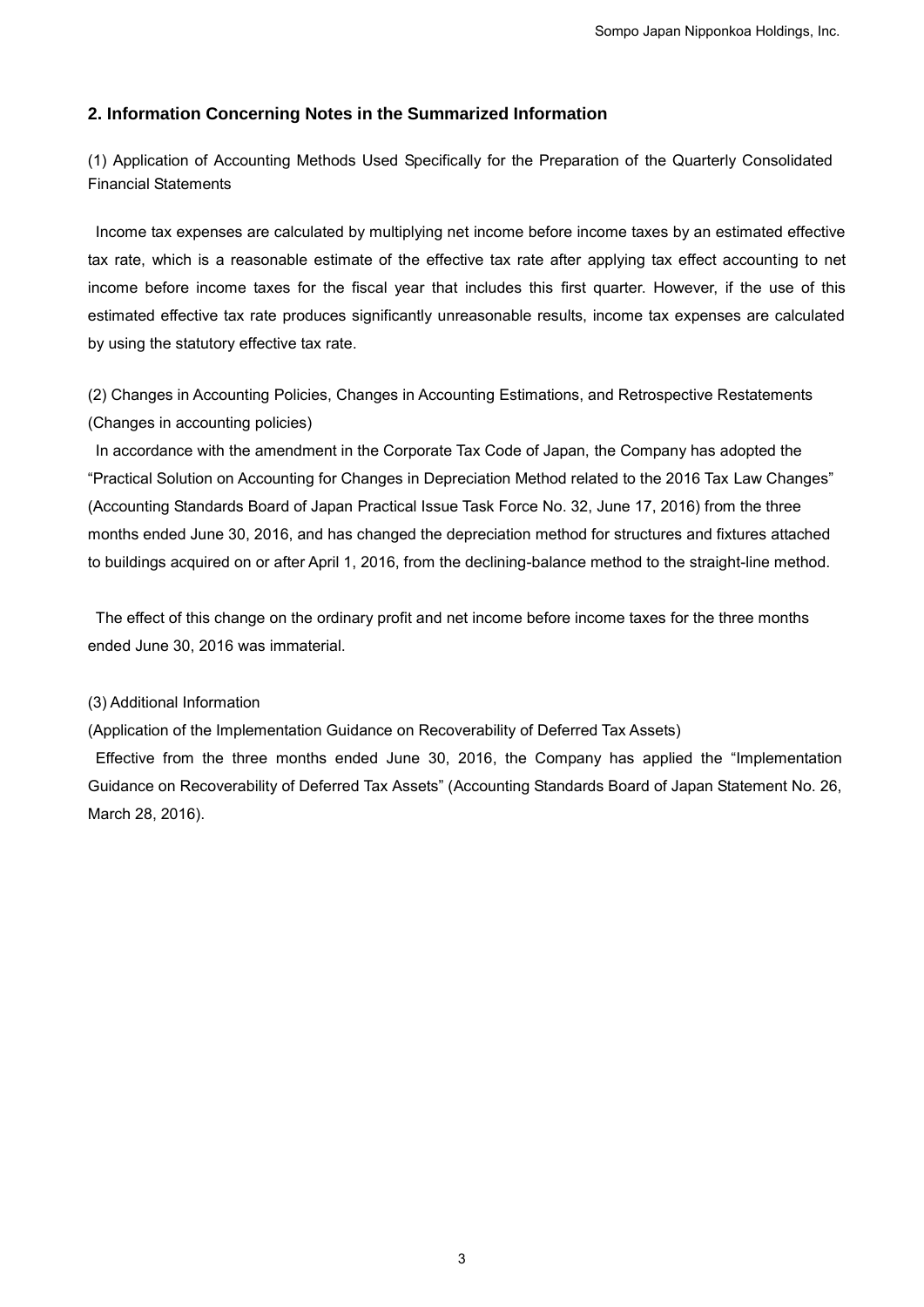## 2. Information Concerning Notes in the Summarized Information

(1) Application of Accounting Methods Used Specifically for the Preparation of the Quarterly Consolidated Financial Statements

Income tax expenses are calculated by multiplying net income before income taxes by an estimated effective tax rate, which is a reasonable estimate of the effective tax rate after applying tax effect accounting to net income before income taxes for the fiscal year that includes this first quarter. However, if the use of this estimated effective tax rate produces significantly unreasonable results, income tax expenses are calculated by using the statutory effective tax rate.

(2) Changes in Accounting Policies, Changes in Accounting Estimations, and Retrospective Restatements

(Changes in accounting policies)

In accordance with the amendment in the Corporate Tax Code of Japan, the Company has adopted the "Practical Solution on Accounting for Changes in Depreciation Method related to the 2016 Tax Law Changes" (Accounting Standards Board of Japan Practical Issue Task Force No. 32, June 17, 2016) from the three months ended June 30, 2016, and has changed the depreciation method for structures and fixtures attached to buildings acquired on or after April 1, 2016, from the declining-balance method to the straight-line method.

The effect of this change on the ordinary profit and net income before income taxes for the three months ended June 30, 2016 was immaterial.

(3) Additional Information

(Application of the Implementation Guidance on Recoverability of Deferred Tax Assets)

Effective from the three months ended June 30, 2016, the Company has applied the "Implementation Guidance on Recoverability of Deferred Tax Assets" (Accounting Standards Board of Japan Statement No. 26, March 28, 2016).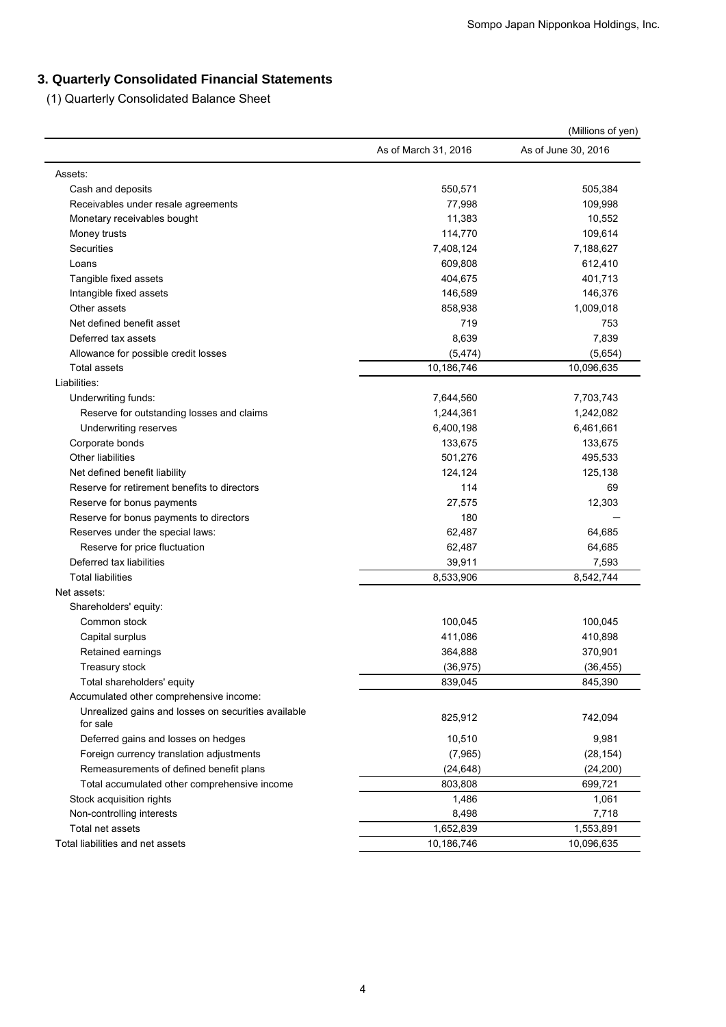## 3. Quarterly Consolidated Financial Statements

(1) Quarterly Consolidated Balance Sheet

(Millions of yen)

| | As of March 31, 2016 | As of June 30, 2016 |
|---|---|---|
| Assets: | | |
| Cash and deposits | 550,571 | 505,384 |
| Receivables under resale agreements | 77,998 | 109,998 |
| Monetary receivables bought | 11,383 | 10,552 |
| Money trusts | 114,770 | 109,614 |
| Securities | 7,408,124 | 7,188,627 |
| Loans | 609,808 | 612,410 |
| Tangible fixed assets | 404,675 | 401,713 |
| Intangible fixed assets | 146,589 | 146,376 |
| Other assets | 858,938 | 1,009,018 |
| Net defined benefit asset | 719 | 753 |
| Deferred tax assets | 8,639 | 7,839 |
| Allowance for possible credit losses | (5,474) | (5,654) |
| Total assets | 10,186,746 | 10,096,635 |
| Liabilities: | | |
| Underwriting funds: | 7,644,560 | 7,703,743 |
| Reserve for outstanding losses and claims | 1,244,361 | 1,242,082 |
| Underwriting reserves | 6,400,198 | 6,461,661 |
| Corporate bonds | 133,675 | 133,675 |
| Other liabilities | 501,276 | 495,533 |
| Net defined benefit liability | 124,124 | 125,138 |
| Reserve for retirement benefits to directors | 114 | 69 |
| Reserve for bonus payments | 27,575 | 12,303 |
| Reserve for bonus payments to directors | 180 | － |
| Reserves under the special laws: | 62,487 | 64,685 |
| Reserve for price fluctuation | 62,487 | 64,685 |
| Deferred tax liabilities | 39,911 | 7,593 |
| Total liabilities | 8,533,906 | 8,542,744 |
| Net assets: | | |
| Shareholders' equity: | | |
| Common stock | 100,045 | 100,045 |
| Capital surplus | 411,086 | 410,898 |
| Retained earnings | 364,888 | 370,901 |
| Treasury stock | (36,975) | (36,455) |
| Total shareholders' equity | 839,045 | 845,390 |
| Accumulated other comprehensive income: | | |
| Unrealized gains and losses on securities available for sale | 825,912 | 742,094 |
| Deferred gains and losses on hedges | 10,510 | 9,981 |
| Foreign currency translation adjustments | (7,965) | (28,154) |
| Remeasurements of defined benefit plans | (24,648) | (24,200) |
| Total accumulated other comprehensive income | 803,808 | 699,721 |
| Stock acquisition rights | 1,486 | 1,061 |
| Non-controlling interests | 8,498 | 7,718 |
| Total net assets | 1,652,839 | 1,553,891 |
| Total liabilities and net assets | 10,186,746 | 10,096,635 |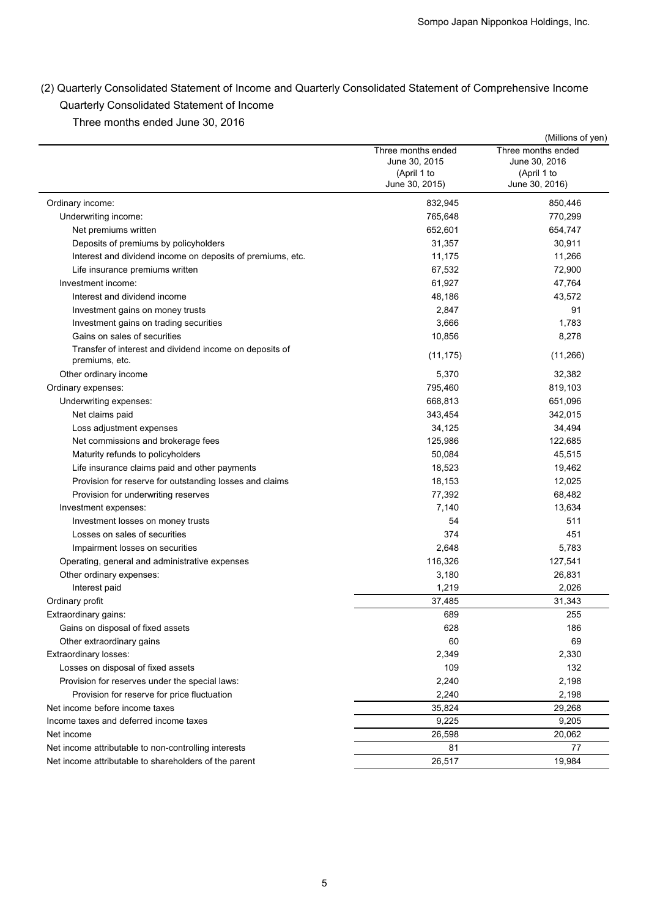## (2) Quarterly Consolidated Statement of Income and Quarterly Consolidated Statement of Comprehensive Income

### Quarterly Consolidated Statement of Income

Three months ended June 30, 2016

(Millions of yen)

| | Three months ended June 30, 2015 (April 1 to June 30, 2015) | Three months ended June 30, 2016 (April 1 to June 30, 2016) |
|---|---|---|
| Ordinary income: | 832,945 | 850,446 |
| Underwriting income: | 765,648 | 770,299 |
| Net premiums written | 652,601 | 654,747 |
| Deposits of premiums by policyholders | 31,357 | 30,911 |
| Interest and dividend income on deposits of premiums, etc. | 11,175 | 11,266 |
| Life insurance premiums written | 67,532 | 72,900 |
| Investment income: | 61,927 | 47,764 |
| Interest and dividend income | 48,186 | 43,572 |
| Investment gains on money trusts | 2,847 | 91 |
| Investment gains on trading securities | 3,666 | 1,783 |
| Gains on sales of securities | 10,856 | 8,278 |
| Transfer of interest and dividend income on deposits of premiums, etc. | (11,175) | (11,266) |
| Other ordinary income | 5,370 | 32,382 |
| Ordinary expenses: | 795,460 | 819,103 |
| Underwriting expenses: | 668,813 | 651,096 |
| Net claims paid | 343,454 | 342,015 |
| Loss adjustment expenses | 34,125 | 34,494 |
| Net commissions and brokerage fees | 125,986 | 122,685 |
| Maturity refunds to policyholders | 50,084 | 45,515 |
| Life insurance claims paid and other payments | 18,523 | 19,462 |
| Provision for reserve for outstanding losses and claims | 18,153 | 12,025 |
| Provision for underwriting reserves | 77,392 | 68,482 |
| Investment expenses: | 7,140 | 13,634 |
| Investment losses on money trusts | 54 | 511 |
| Losses on sales of securities | 374 | 451 |
| Impairment losses on securities | 2,648 | 5,783 |
| Operating, general and administrative expenses | 116,326 | 127,541 |
| Other ordinary expenses: | 3,180 | 26,831 |
| Interest paid | 1,219 | 2,026 |
| Ordinary profit | 37,485 | 31,343 |
| Extraordinary gains: | 689 | 255 |
| Gains on disposal of fixed assets | 628 | 186 |
| Other extraordinary gains | 60 | 69 |
| Extraordinary losses: | 2,349 | 2,330 |
| Losses on disposal of fixed assets | 109 | 132 |
| Provision for reserves under the special laws: | 2,240 | 2,198 |
| Provision for reserve for price fluctuation | 2,240 | 2,198 |
| Net income before income taxes | 35,824 | 29,268 |
| Income taxes and deferred income taxes | 9,225 | 9,205 |
| Net income | 26,598 | 20,062 |
| Net income attributable to non-controlling interests | 81 | 77 |
| Net income attributable to shareholders of the parent | 26,517 | 19,984 |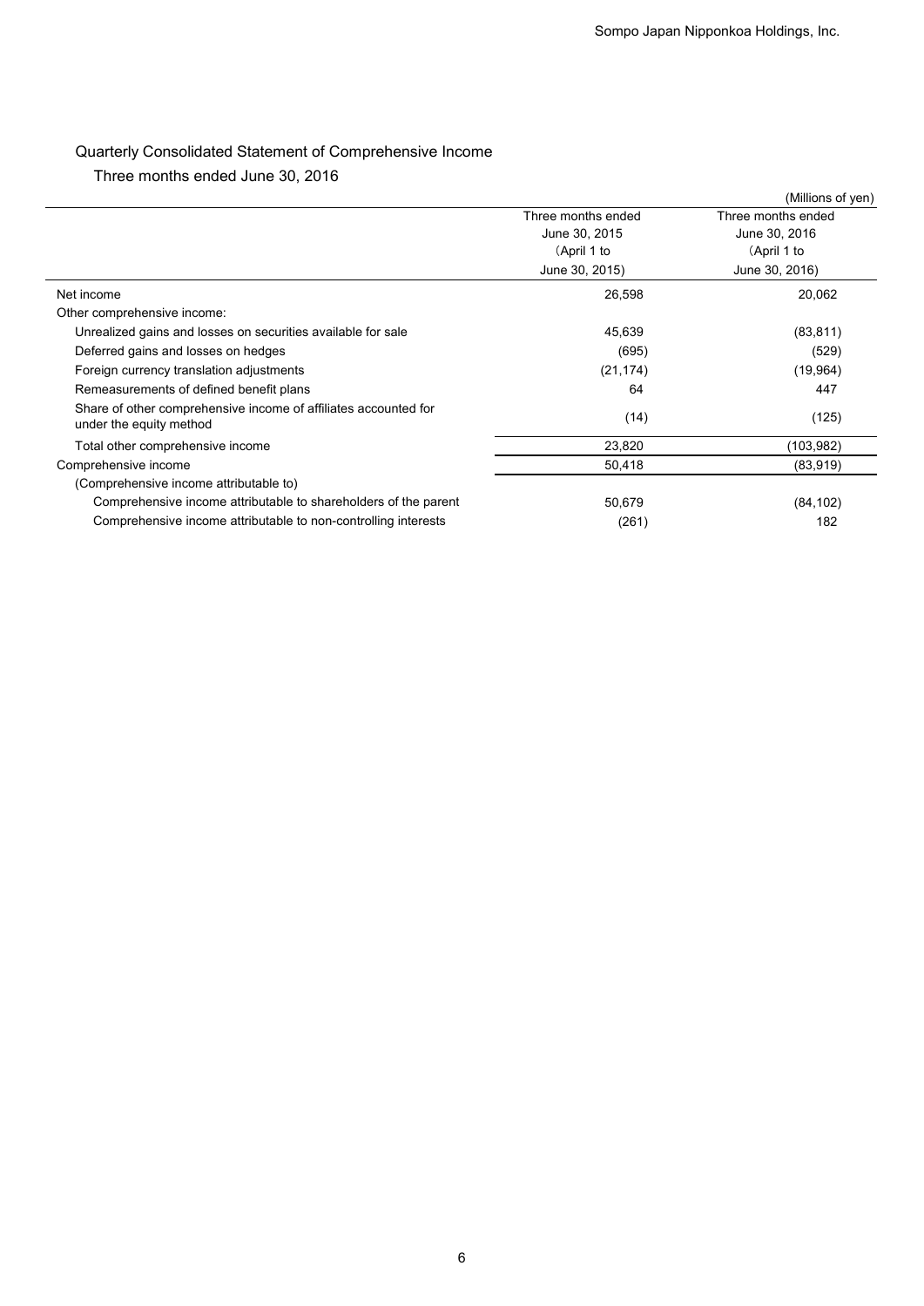## Quarterly Consolidated Statement of Comprehensive Income

### Three months ended June 30, 2016

(Millions of yen)

| | Three months ended June 30, 2015 (April 1 to June 30, 2015) | Three months ended June 30, 2016 (April 1 to June 30, 2016) |
|---|---|---|
| Net income | 26,598 | 20,062 |
| Other comprehensive income: | | |
| Unrealized gains and losses on securities available for sale | 45,639 | (83,811) |
| Deferred gains and losses on hedges | (695) | (529) |
| Foreign currency translation adjustments | (21,174) | (19,964) |
| Remeasurements of defined benefit plans | 64 | 447 |
| Share of other comprehensive income of affiliates accounted for under the equity method | (14) | (125) |
| Total other comprehensive income | 23,820 | (103,982) |
| Comprehensive income | 50,418 | (83,919) |
| (Comprehensive income attributable to) | | |
| Comprehensive income attributable to shareholders of the parent | 50,679 | (84,102) |
| Comprehensive income attributable to non-controlling interests | (261) | 182 |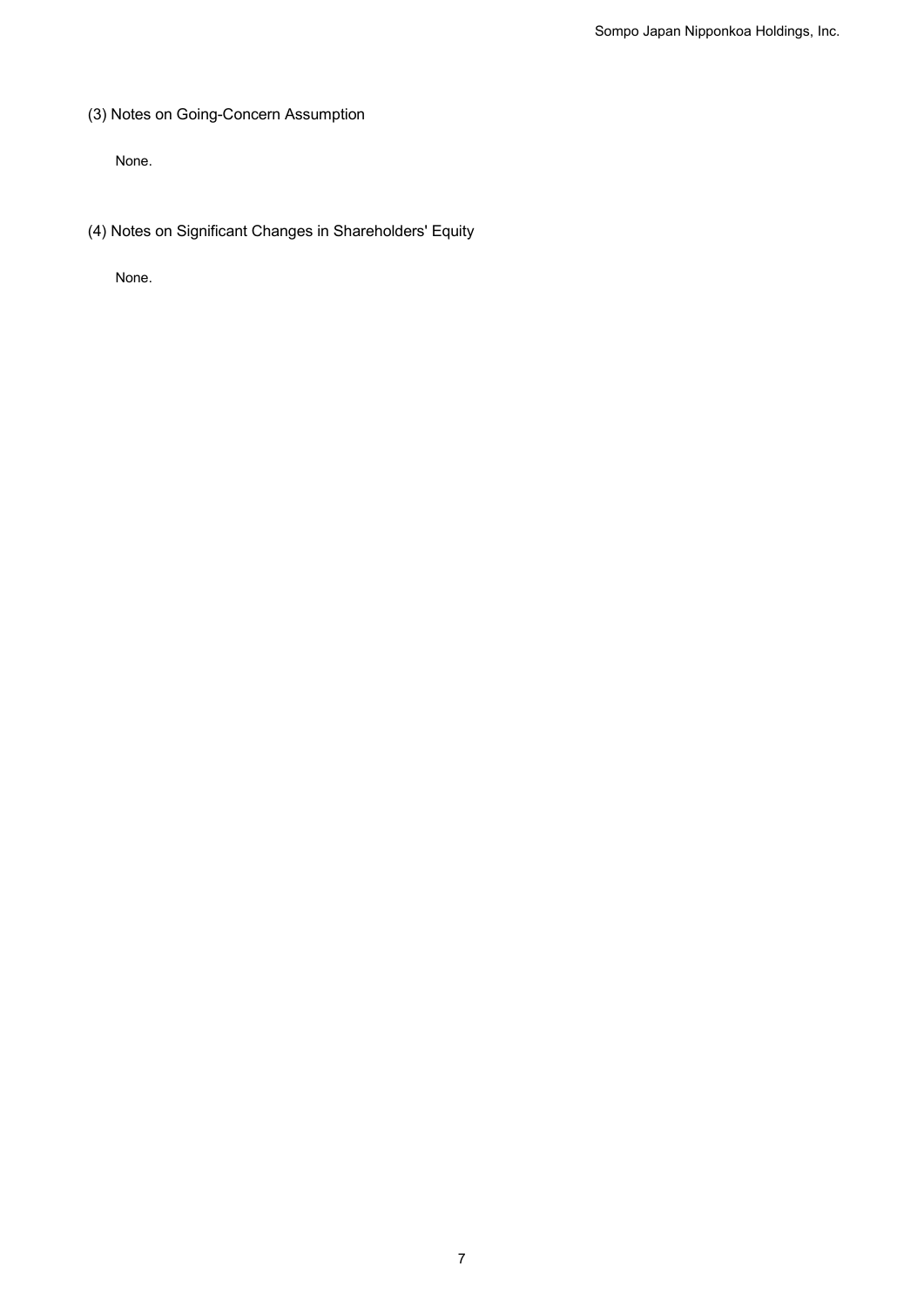### (3) Notes on Going-Concern Assumption

None.

### (4) Notes on Significant Changes in Shareholders' Equity

None.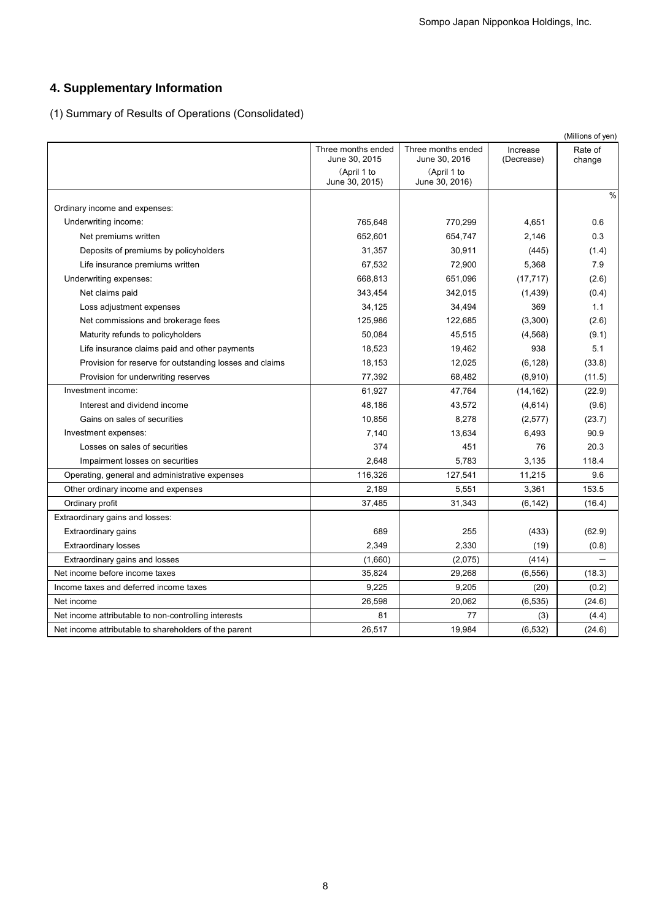## 4. Supplementary Information

(1) Summary of Results of Operations (Consolidated)

(Millions of yen)

| | Three months ended June 30, 2015 (April 1 to June 30, 2015) | Three months ended June 30, 2016 (April 1 to June 30, 2016) | Increase (Decrease) | Rate of change |
|---|---|---|---|---|
| | | | | % |
| Ordinary income and expenses: | | | | |
| Underwriting income: | 765,648 | 770,299 | 4,651 | 0.6 |
| Net premiums written | 652,601 | 654,747 | 2,146 | 0.3 |
| Deposits of premiums by policyholders | 31,357 | 30,911 | (445) | (1.4) |
| Life insurance premiums written | 67,532 | 72,900 | 5,368 | 7.9 |
| Underwriting expenses: | 668,813 | 651,096 | (17,717) | (2.6) |
| Net claims paid | 343,454 | 342,015 | (1,439) | (0.4) |
| Loss adjustment expenses | 34,125 | 34,494 | 369 | 1.1 |
| Net commissions and brokerage fees | 125,986 | 122,685 | (3,300) | (2.6) |
| Maturity refunds to policyholders | 50,084 | 45,515 | (4,568) | (9.1) |
| Life insurance claims paid and other payments | 18,523 | 19,462 | 938 | 5.1 |
| Provision for reserve for outstanding losses and claims | 18,153 | 12,025 | (6,128) | (33.8) |
| Provision for underwriting reserves | 77,392 | 68,482 | (8,910) | (11.5) |
| Investment income: | 61,927 | 47,764 | (14,162) | (22.9) |
| Interest and dividend income | 48,186 | 43,572 | (4,614) | (9.6) |
| Gains on sales of securities | 10,856 | 8,278 | (2,577) | (23.7) |
| Investment expenses: | 7,140 | 13,634 | 6,493 | 90.9 |
| Losses on sales of securities | 374 | 451 | 76 | 20.3 |
| Impairment losses on securities | 2,648 | 5,783 | 3,135 | 118.4 |
| Operating, general and administrative expenses | 116,326 | 127,541 | 11,215 | 9.6 |
| Other ordinary income and expenses | 2,189 | 5,551 | 3,361 | 153.5 |
| Ordinary profit | 37,485 | 31,343 | (6,142) | (16.4) |
| Extraordinary gains and losses: | | | | |
| Extraordinary gains | 689 | 255 | (433) | (62.9) |
| Extraordinary losses | 2,349 | 2,330 | (19) | (0.8) |
| Extraordinary gains and losses | (1,660) | (2,075) | (414) | － |
| Net income before income taxes | 35,824 | 29,268 | (6,556) | (18.3) |
| Income taxes and deferred income taxes | 9,225 | 9,205 | (20) | (0.2) |
| Net income | 26,598 | 20,062 | (6,535) | (24.6) |
| Net income attributable to non-controlling interests | 81 | 77 | (3) | (4.4) |
| Net income attributable to shareholders of the parent | 26,517 | 19,984 | (6,532) | (24.6) |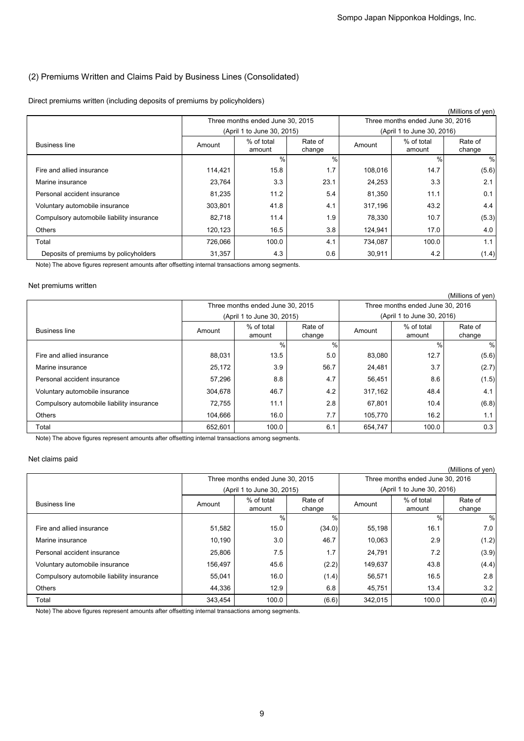## (2) Premiums Written and Claims Paid by Business Lines (Consolidated)

Direct premiums written (including deposits of premiums by policyholders)

(Millions of yen)

| Business line | Three months ended June 30, 2015 (April 1 to June 30, 2015) | | | Three months ended June 30, 2016 (April 1 to June 30, 2016) | | |
|---|---|---|---|---|---|---|
| | Amount | % of total amount | Rate of change | Amount | % of total amount | Rate of change |
| | | % | % | | % | % |
| Fire and allied insurance | 114,421 | 15.8 | 1.7 | 108,016 | 14.7 | (5.6) |
| Marine insurance | 23,764 | 3.3 | 23.1 | 24,253 | 3.3 | 2.1 |
| Personal accident insurance | 81,235 | 11.2 | 5.4 | 81,350 | 11.1 | 0.1 |
| Voluntary automobile insurance | 303,801 | 41.8 | 4.1 | 317,196 | 43.2 | 4.4 |
| Compulsory automobile liability insurance | 82,718 | 11.4 | 1.9 | 78,330 | 10.7 | (5.3) |
| Others | 120,123 | 16.5 | 3.8 | 124,941 | 17.0 | 4.0 |
| Total | 726,066 | 100.0 | 4.1 | 734,087 | 100.0 | 1.1 |
| Deposits of premiums by policyholders | 31,357 | 4.3 | 0.6 | 30,911 | 4.2 | (1.4) |

Note) The above figures represent amounts after offsetting internal transactions among segments.

Net premiums written

(Millions of yen)

| Business line | Three months ended June 30, 2015 (April 1 to June 30, 2015) | | | Three months ended June 30, 2016 (April 1 to June 30, 2016) | | |
|---|---|---|---|---|---|---|
| | Amount | % of total amount | Rate of change | Amount | % of total amount | Rate of change |
| | | % | % | | % | % |
| Fire and allied insurance | 88,031 | 13.5 | 5.0 | 83,080 | 12.7 | (5.6) |
| Marine insurance | 25,172 | 3.9 | 56.7 | 24,481 | 3.7 | (2.7) |
| Personal accident insurance | 57,296 | 8.8 | 4.7 | 56,451 | 8.6 | (1.5) |
| Voluntary automobile insurance | 304,678 | 46.7 | 4.2 | 317,162 | 48.4 | 4.1 |
| Compulsory automobile liability insurance | 72,755 | 11.1 | 2.8 | 67,801 | 10.4 | (6.8) |
| Others | 104,666 | 16.0 | 7.7 | 105,770 | 16.2 | 1.1 |
| Total | 652,601 | 100.0 | 6.1 | 654,747 | 100.0 | 0.3 |

Note) The above figures represent amounts after offsetting internal transactions among segments.

Net claims paid

(Millions of yen)

| Business line | Three months ended June 30, 2015 (April 1 to June 30, 2015) | | | Three months ended June 30, 2016 (April 1 to June 30, 2016) | | |
|---|---|---|---|---|---|---|
| | Amount | % of total amount | Rate of change | Amount | % of total amount | Rate of change |
| | | % | % | | % | % |
| Fire and allied insurance | 51,582 | 15.0 | (34.0) | 55,198 | 16.1 | 7.0 |
| Marine insurance | 10,190 | 3.0 | 46.7 | 10,063 | 2.9 | (1.2) |
| Personal accident insurance | 25,806 | 7.5 | 1.7 | 24,791 | 7.2 | (3.9) |
| Voluntary automobile insurance | 156,497 | 45.6 | (2.2) | 149,637 | 43.8 | (4.4) |
| Compulsory automobile liability insurance | 55,041 | 16.0 | (1.4) | 56,571 | 16.5 | 2.8 |
| Others | 44,336 | 12.9 | 6.8 | 45,751 | 13.4 | 3.2 |
| Total | 343,454 | 100.0 | (6.6) | 342,015 | 100.0 | (0.4) |

Note) The above figures represent amounts after offsetting internal transactions among segments.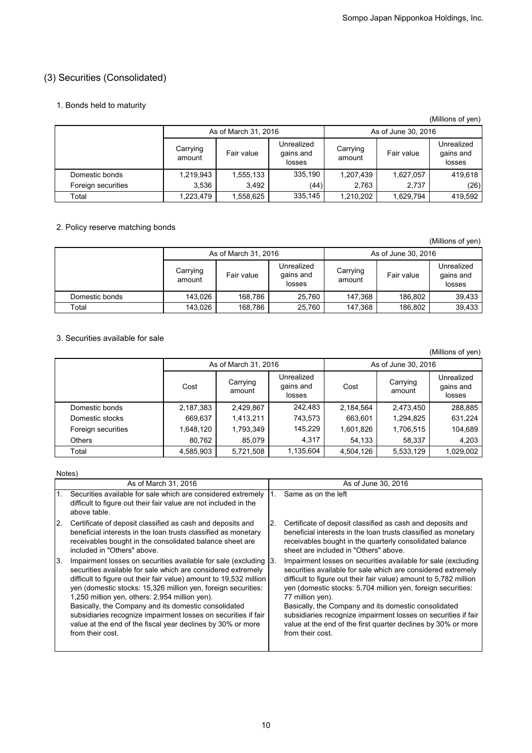## (3) Securities (Consolidated)

### 1. Bonds held to maturity

(Millions of yen)

| | As of March 31, 2016 | | | As of June 30, 2016 | | |
|---|---|---|---|---|---|---|
| | Carrying amount | Fair value | Unrealized gains and losses | Carrying amount | Fair value | Unrealized gains and losses |
| Domestic bonds | 1,219,943 | 1,555,133 | 335,190 | 1,207,439 | 1,627,057 | 419,618 |
| Foreign securities | 3,536 | 3,492 | (44) | 2,763 | 2,737 | (26) |
| Total | 1,223,479 | 1,558,625 | 335,145 | 1,210,202 | 1,629,794 | 419,592 |

### 2. Policy reserve matching bonds

(Millions of yen)

| | As of March 31, 2016 | | | As of June 30, 2016 | | |
|---|---|---|---|---|---|---|
| | Carrying amount | Fair value | Unrealized gains and losses | Carrying amount | Fair value | Unrealized gains and losses |
| Domestic bonds | 143,026 | 168,786 | 25,760 | 147,368 | 186,802 | 39,433 |
| Total | 143,026 | 168,786 | 25,760 | 147,368 | 186,802 | 39,433 |

### 3. Securities available for sale

(Millions of yen)

| | As of March 31, 2016 | | | As of June 30, 2016 | | |
|---|---|---|---|---|---|---|
| | Cost | Carrying amount | Unrealized gains and losses | Cost | Carrying amount | Unrealized gains and losses |
| Domestic bonds | 2,187,383 | 2,429,867 | 242,483 | 2,184,564 | 2,473,450 | 288,885 |
| Domestic stocks | 669,637 | 1,413,211 | 743,573 | 663,601 | 1,294,825 | 631,224 |
| Foreign securities | 1,648,120 | 1,793,349 | 145,229 | 1,601,826 | 1,706,515 | 104,689 |
| Others | 80,762 | 85,079 | 4,317 | 54,133 | 58,337 | 4,203 |
| Total | 4,585,903 | 5,721,508 | 1,135,604 | 4,504,126 | 5,533,129 | 1,029,002 |

Notes)

| As of March 31, 2016 | As of June 30, 2016 |
|---|---|
| 1. Securities available for sale which are considered extremely difficult to figure out their fair value are not included in the above table. | 1. Same as on the left |
| 2. Certificate of deposit classified as cash and deposits and beneficial interests in the loan trusts classified as monetary receivables bought in the consolidated balance sheet are included in "Others" above. | 2. Certificate of deposit classified as cash and deposits and beneficial interests in the loan trusts classified as monetary receivables bought in the quarterly consolidated balance sheet are included in "Others" above. |
| 3. Impairment losses on securities available for sale (excluding securities available for sale which are considered extremely difficult to figure out their fair value) amount to 19,532 million yen (domestic stocks: 15,326 million yen, foreign securities: 1,250 million yen, others: 2,954 million yen).<br>Basically, the Company and its domestic consolidated subsidiaries recognize impairment losses on securities if fair value at the end of the fiscal year declines by 30% or more from their cost. | 3. Impairment losses on securities available for sale (excluding securities available for sale which are considered extremely difficult to figure out their fair value) amount to 5,782 million yen (domestic stocks: 5,704 million yen, foreign securities: 77 million yen).<br>Basically, the Company and its domestic consolidated subsidiaries recognize impairment losses on securities if fair value at the end of the first quarter declines by 30% or more from their cost. |